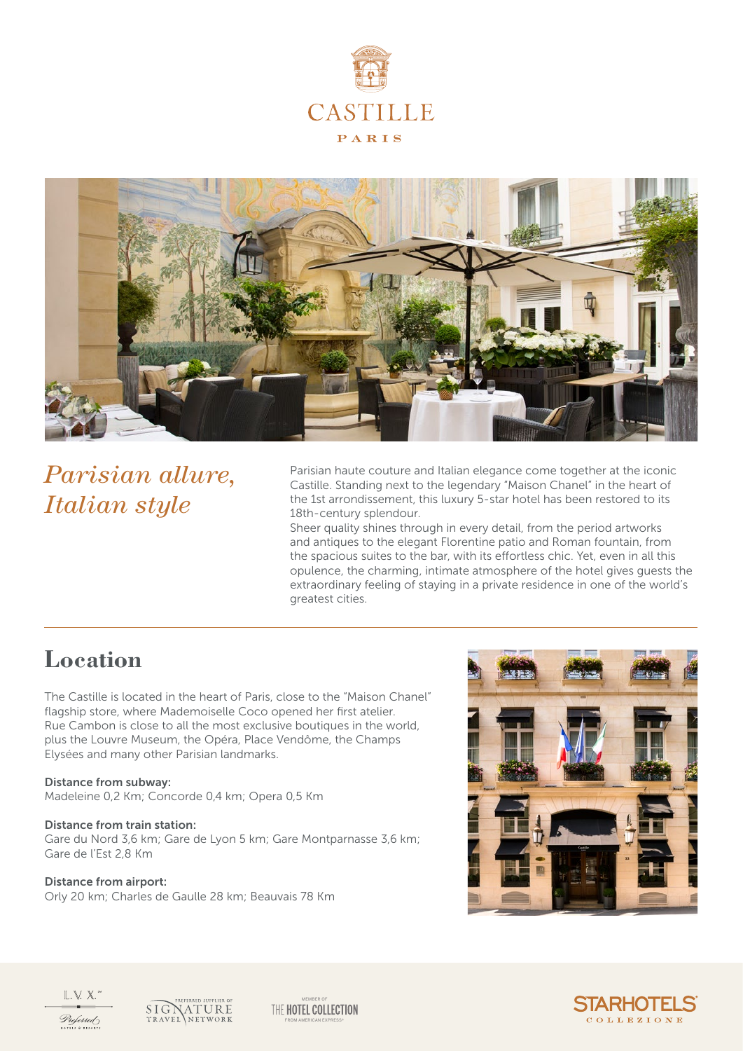# CASTILLE

PARIS

## *Parisian allure, Italian style*

Parisian haute couture and Italian elegance come together at the iconic Castille. Standing next to the legendary "Maison Chanel" in the heart of the 1st arrondissement, this luxury 5-star hotel has been restored to its 18th-century splendour.

Sheer quality shines through in every detail, from the period artworks and antiques to the elegant Florentine patio and Roman fountain, from the spacious suites to the bar, with its effortless chic. Yet, even in all this opulence, the charming, intimate atmosphere of the hotel gives guests the extraordinary feeling of staying in a private residence in one of the world's greatest cities.

## Location

The Castille is located in the heart of Paris, close to the "Maison Chanel" flagship store, where Mademoiselle Coco opened her first atelier. Rue Cambon is close to all the most exclusive boutiques in the world, plus the Louvre Museum, the Opéra, Place Vendôme, the Champs Elysées and many other Parisian landmarks.

**Distance from subway:**
Madeleine 0,2 Km; Concorde 0,4 km; Opera 0,5 Km

**Distance from train station:**
Gare du Nord 3,6 km; Gare de Lyon 5 km; Gare Montparnasse 3,6 km; Gare de l'Est 2,8 Km

**Distance from airport:**
Orly 20 km; Charles de Gaulle 28 km; Beauvais 78 Km

L.V.X. Preferred Hotels & Resorts

Preferred Supplier of Signature Travel Network

Member of The Hotel Collection from American Express

STARHOTELS COLLEZIONE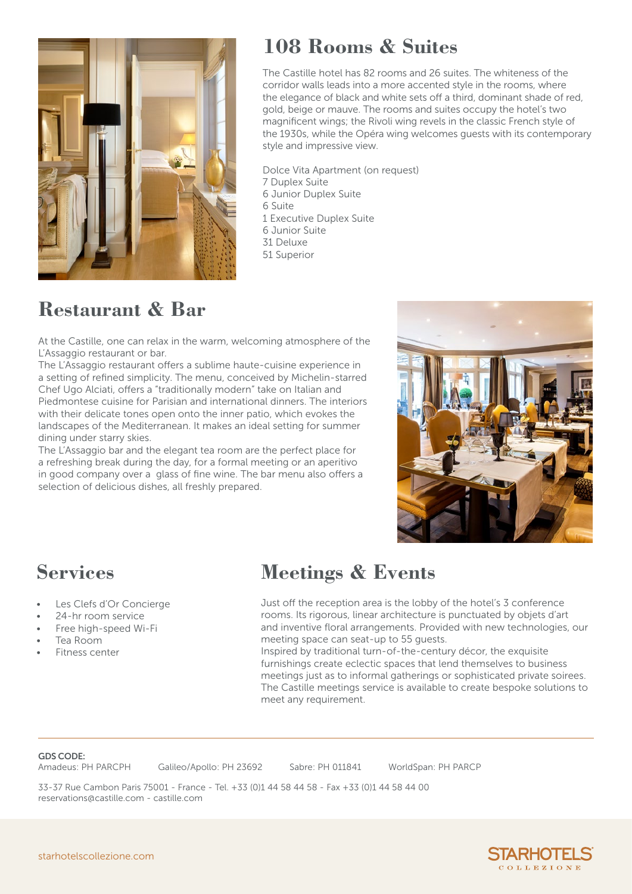## 108 Rooms & Suites

The Castille hotel has 82 rooms and 26 suites. The whiteness of the corridor walls leads into a more accented style in the rooms, where the elegance of black and white sets off a third, dominant shade of red, gold, beige or mauve. The rooms and suites occupy the hotel's two magnificent wings; the Rivoli wing revels in the classic French style of the 1930s, while the Opéra wing welcomes guests with its contemporary style and impressive view.

Dolce Vita Apartment (on request)
7 Duplex Suite
6 Junior Duplex Suite
6 Suite
1 Executive Duplex Suite
6 Junior Suite
31 Deluxe
51 Superior

## Restaurant & Bar

At the Castille, one can relax in the warm, welcoming atmosphere of the L'Assaggio restaurant or bar.
The L'Assaggio restaurant offers a sublime haute-cuisine experience in a setting of refined simplicity. The menu, conceived by Michelin-starred Chef Ugo Alciati, offers a "traditionally modern" take on Italian and Piedmontese cuisine for Parisian and international dinners. The interiors with their delicate tones open onto the inner patio, which evokes the landscapes of the Mediterranean. It makes an ideal setting for summer dining under starry skies.
The L'Assaggio bar and the elegant tea room are the perfect place for a refreshing break during the day, for a formal meeting or an aperitivo in good company over a glass of fine wine. The bar menu also offers a selection of delicious dishes, all freshly prepared.

## Services

- Les Clefs d'Or Concierge
- 24-hr room service
- Free high-speed Wi-Fi
- Tea Room
- Fitness center

## Meetings & Events

Just off the reception area is the lobby of the hotel's 3 conference rooms. Its rigorous, linear architecture is punctuated by objets d'art and inventive floral arrangements. Provided with new technologies, our meeting space can seat-up to 55 guests.
Inspired by traditional turn-of-the-century décor, the exquisite furnishings create eclectic spaces that lend themselves to business meetings just as to informal gatherings or sophisticated private soirees. The Castille meetings service is available to create bespoke solutions to meet any requirement.

**GDS CODE:**
Amadeus: PH PARCPH    Galileo/Apollo: PH 23692    Sabre: PH 011841    WorldSpan: PH PARCP

33-37 Rue Cambon Paris 75001 - France - Tel. +33 (0)1 44 58 44 58 - Fax +33 (0)1 44 58 44 00
reservations@castille.com - castille.com

starhotelscollezione.com

STARHOTELS COLLEZIONE